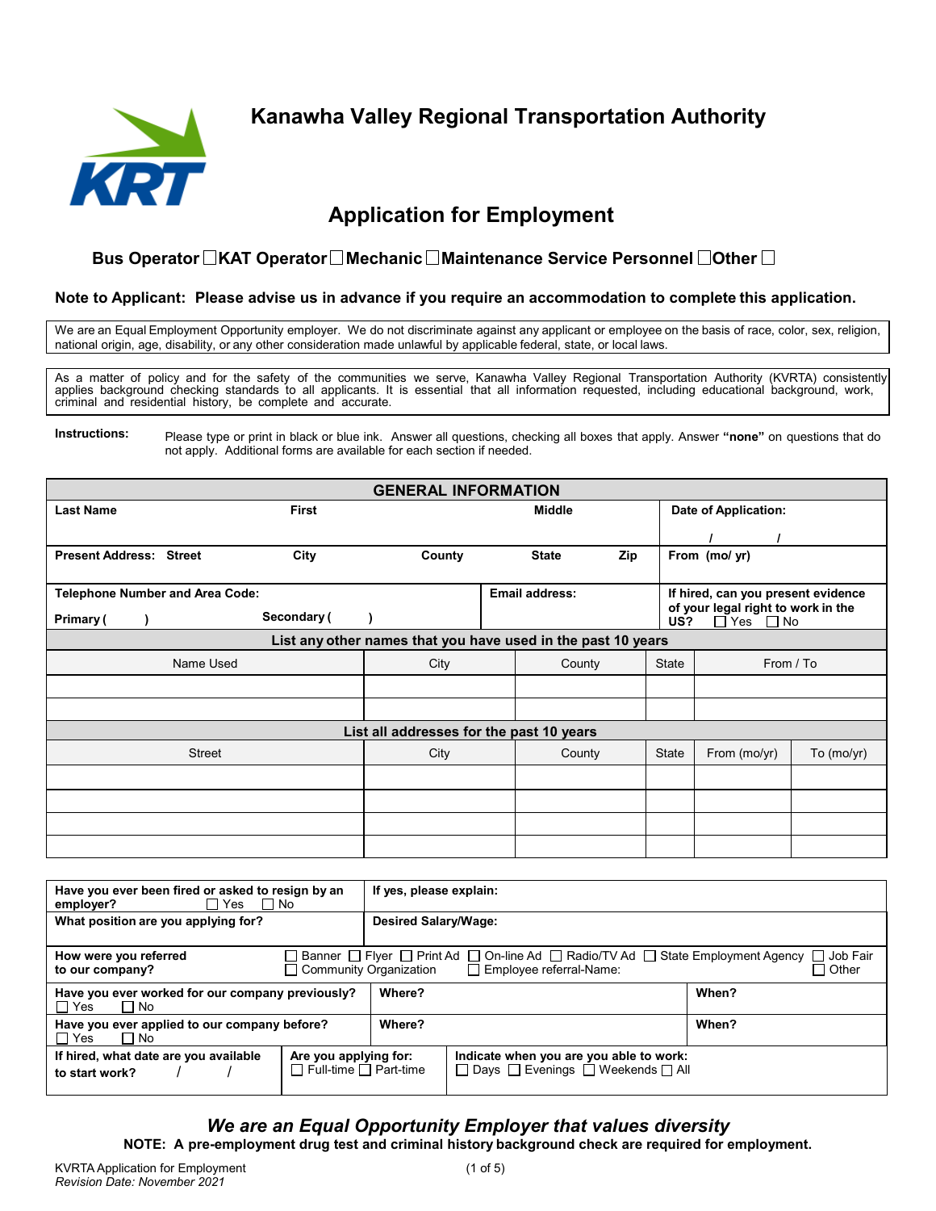# Kanawha Valley Regional Transportation Authority

## Application for Employment

**Bus Operator ☐ KAT Operator ☐ Mechanic ☐ Maintenance Service Personnel ☐ Other ☐**

**Note to Applicant: Please advise us in advance if you require an accommodation to complete this application.**

We are an Equal Employment Opportunity employer. We do not discriminate against any applicant or employee on the basis of race, color, sex, religion, national origin, age, disability, or any other consideration made unlawful by applicable federal, state, or local laws.

As a matter of policy and for the safety of the communities we serve, Kanawha Valley Regional Transportation Authority (KVRTA) consistently applies background checking standards to all applicants. It is essential that all information requested, including educational background, work, criminal and residential history, be complete and accurate.

**Instructions:** Please type or print in black or blue ink. Answer all questions, checking all boxes that apply. Answer **"none"** on questions that do not apply. Additional forms are available for each section if needed.

| GENERAL INFORMATION | | | | |
|---|---|---|---|---|
| **Last Name** | **First** | **Middle** | | **Date of Application:** / / |
| **Present Address: Street** | **City** | **County** | **State** **Zip** | **From (mo/ yr)** |
| **Telephone Number and Area Code:** **Primary ( )** | **Secondary ( )** | **Email address:** | | **If hired, can you present evidence of your legal right to work in the US?** ☐ Yes ☐ No |

| **List any other names that you have used in the past 10 years** | | | | |
|---|---|---|---|---|
| Name Used | City | County | State | From / To |
| | | | | |
| | | | | |

| **List all addresses for the past 10 years** | | | | | |
|---|---|---|---|---|---|
| Street | City | County | State | From (mo/yr) | To (mo/yr) |
| | | | | | |
| | | | | | |
| | | | | | |
| | | | | | |

| | | |
|---|---|---|
| **Have you ever been fired or asked to resign by an employer?** ☐ Yes ☐ No | **If yes, please explain:** | |
| **What position are you applying for?** | **Desired Salary/Wage:** | |
| **How were you referred to our company?** | ☐ Banner ☐ Flyer ☐ Print Ad ☐ On-line Ad ☐ Radio/TV Ad ☐ State Employment Agency ☐ Job Fair ☐ Community Organization ☐ Employee referral-Name: ☐ Other | |
| **Have you ever worked for our company previously?** ☐ Yes ☐ No | **Where?** | **When?** |
| **Have you ever applied to our company before?** ☐ Yes ☐ No | **Where?** | **When?** |
| **If hired, what date are you available to start work?** / / | **Are you applying for:** ☐ Full-time ☐ Part-time | **Indicate when you are you able to work:** ☐ Days ☐ Evenings ☐ Weekends ☐ All |

***We are an Equal Opportunity Employer that values diversity***

**NOTE: A pre-employment drug test and criminal history background check are required for employment.**

KVRTA Application for Employment
*Revision Date: November 2021*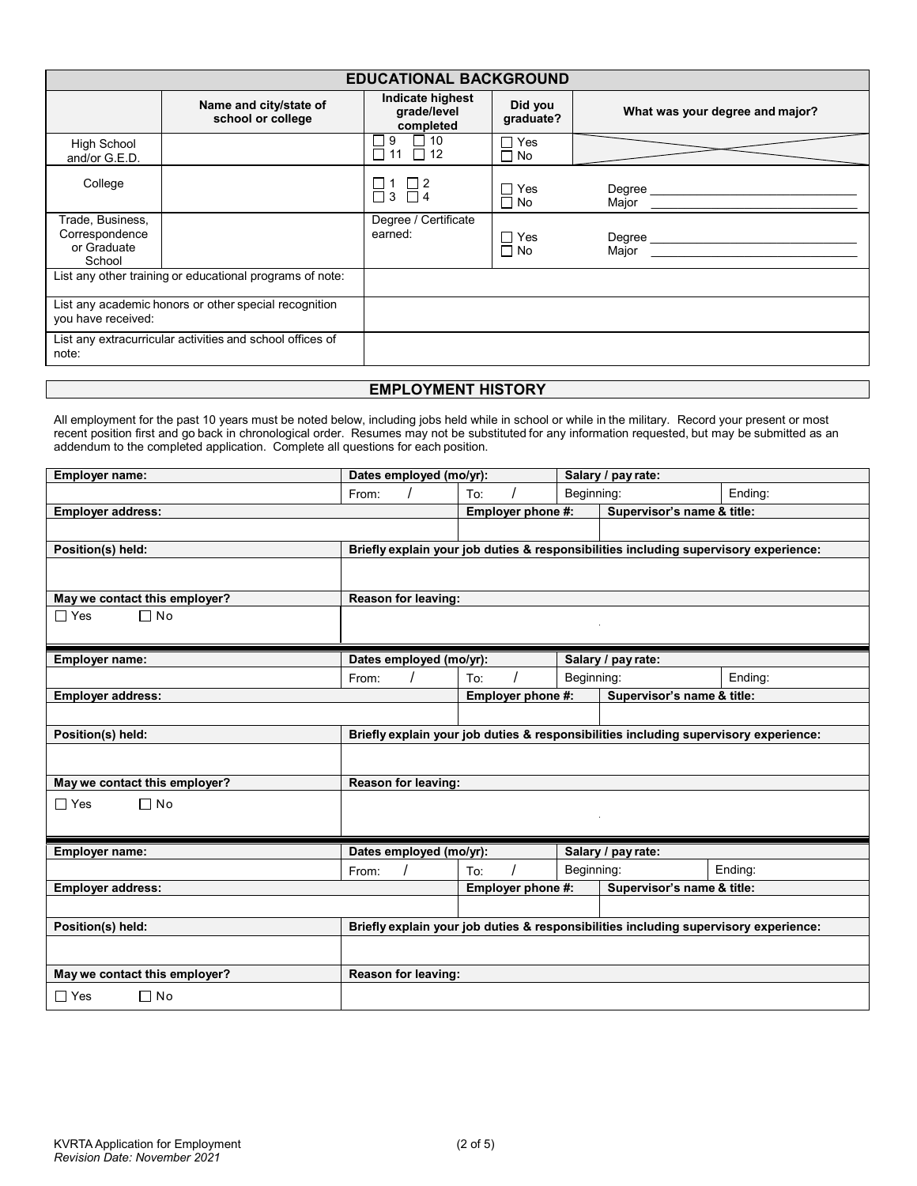## EDUCATIONAL BACKGROUND

| | Name and city/state of school or college | Indicate highest grade/level completed | Did you graduate? | What was your degree and major? |
|---|---|---|---|---|
| High School and/or G.E.D. | | ☐ 9 ☐ 10 ☐ 11 ☐ 12 | ☐ Yes ☐ No | |
| College | | ☐ 1 ☐ 2 ☐ 3 ☐ 4 | ☐ Yes ☐ No | Degree \_\_\_\_\_\_\_\_ Major \_\_\_\_\_\_\_\_ |
| Trade, Business, Correspondence or Graduate School | | Degree / Certificate earned: | ☐ Yes ☐ No | Degree \_\_\_\_\_\_\_\_ Major \_\_\_\_\_\_\_\_ |
| List any other training or educational programs of note: | | | | |
| List any academic honors or other special recognition you have received: | | | | |
| List any extracurricular activities and school offices of note: | | | | |

## EMPLOYMENT HISTORY

All employment for the past 10 years must be noted below, including jobs held while in school or while in the military. Record your present or most recent position first and go back in chronological order. Resumes may not be substituted for any information requested, but may be submitted as an addendum to the completed application. Complete all questions for each position.

| **Employer name:** | **Dates employed (mo/yr):** | | **Salary / pay rate:** | |
|---|---|---|---|---|
| | From: / | To: / | Beginning: | Ending: |
| **Employer address:** | | **Employer phone #:** | **Supervisor's name & title:** | |
| | | | | |
| **Position(s) held:** | **Briefly explain your job duties & responsibilities including supervisory experience:** | | | |
| | | | | |
| **May we contact this employer?** | **Reason for leaving:** | | | |
| ☐ Yes ☐ No | | | | |

| **Employer name:** | **Dates employed (mo/yr):** | | **Salary / pay rate:** | |
|---|---|---|---|---|
| | From: / | To: / | Beginning: | Ending: |
| **Employer address:** | | **Employer phone #:** | **Supervisor's name & title:** | |
| | | | | |
| **Position(s) held:** | **Briefly explain your job duties & responsibilities including supervisory experience:** | | | |
| | | | | |
| **May we contact this employer?** | **Reason for leaving:** | | | |
| ☐ Yes ☐ No | | | | |

| **Employer name:** | **Dates employed (mo/yr):** | | **Salary / pay rate:** | |
|---|---|---|---|---|
| | From: / | To: / | Beginning: | Ending: |
| **Employer address:** | | **Employer phone #:** | **Supervisor's name & title:** | |
| | | | | |
| **Position(s) held:** | **Briefly explain your job duties & responsibilities including supervisory experience:** | | | |
| | | | | |
| **May we contact this employer?** | **Reason for leaving:** | | | |
| ☐ Yes ☐ No | | | | |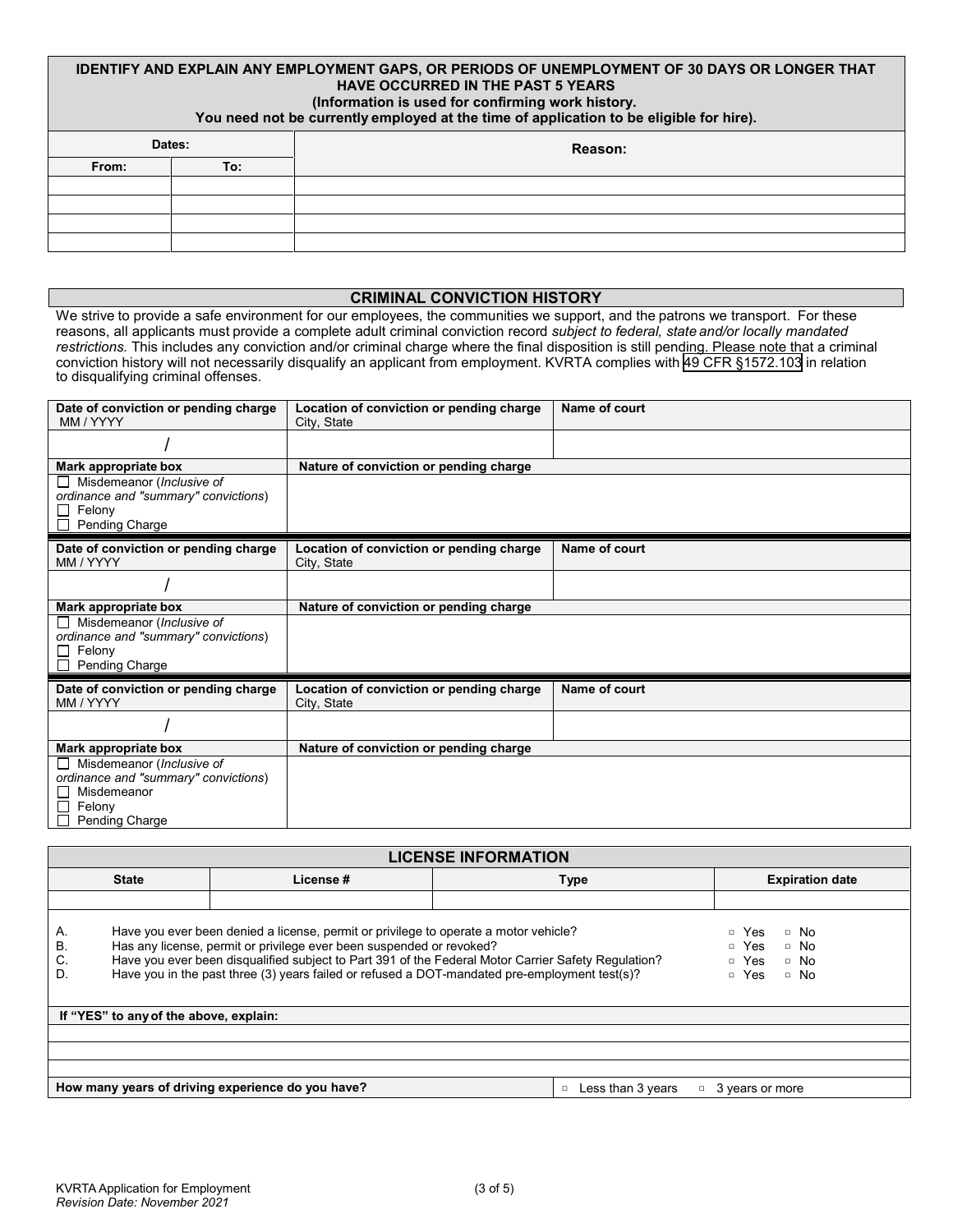## IDENTIFY AND EXPLAIN ANY EMPLOYMENT GAPS, OR PERIODS OF UNEMPLOYMENT OF 30 DAYS OR LONGER THAT HAVE OCCURRED IN THE PAST 5 YEARS

**(Information is used for confirming work history.**
**You need not be currently employed at the time of application to be eligible for hire).**

| Dates: | | Reason: |
|---|---|---|
| From: | To: | |
| | | |
| | | |
| | | |
| | | |

## CRIMINAL CONVICTION HISTORY

We strive to provide a safe environment for our employees, the communities we support, and the patrons we transport. For these reasons, all applicants must provide a complete adult criminal conviction record *subject to federal, state and/or locally mandated restrictions.* This includes any conviction and/or criminal charge where the final disposition is still pending. Please note that a criminal conviction history will not necessarily disqualify an applicant from employment. KVRTA complies with 49 CFR §1572.103 in relation to disqualifying criminal offenses.

| Date of conviction or pending charge MM / YYYY | Location of conviction or pending charge City, State | Name of court |
|---|---|---|
| / | | |
| **Mark appropriate box** | **Nature of conviction or pending charge** | |
| ☐ Misdemeanor (*Inclusive of ordinance and "summary" convictions*) ☐ Felony ☐ Pending Charge | | |

| Date of conviction or pending charge MM / YYYY | Location of conviction or pending charge City, State | Name of court |
|---|---|---|
| / | | |
| **Mark appropriate box** | **Nature of conviction or pending charge** | |
| ☐ Misdemeanor (*Inclusive of ordinance and "summary" convictions*) ☐ Felony ☐ Pending Charge | | |

| Date of conviction or pending charge MM / YYYY | Location of conviction or pending charge City, State | Name of court |
|---|---|---|
| / | | |
| **Mark appropriate box** | **Nature of conviction or pending charge** | |
| ☐ Misdemeanor (*Inclusive of ordinance and "summary" convictions*) ☐ Misdemeanor ☐ Felony ☐ Pending Charge | | |

## LICENSE INFORMATION

| State | License # | Type | Expiration date |
|---|---|---|---|
| | | | |

A. Have you ever been denied a license, permit or privilege to operate a motor vehicle? ▫ Yes ▫ No
B. Has any license, permit or privilege ever been suspended or revoked? ▫ Yes ▫ No
C. Have you ever been disqualified subject to Part 391 of the Federal Motor Carrier Safety Regulation? ▫ Yes ▫ No
D. Have you in the past three (3) years failed or refused a DOT-mandated pre-employment test(s)? ▫ Yes ▫ No

**If "YES" to any of the above, explain:**

| |
|---|
| |
| |
| |

**How many years of driving experience do you have?** ▫ Less than 3 years ▫ 3 years or more

KVRTA Application for Employment
*Revision Date: November 2021*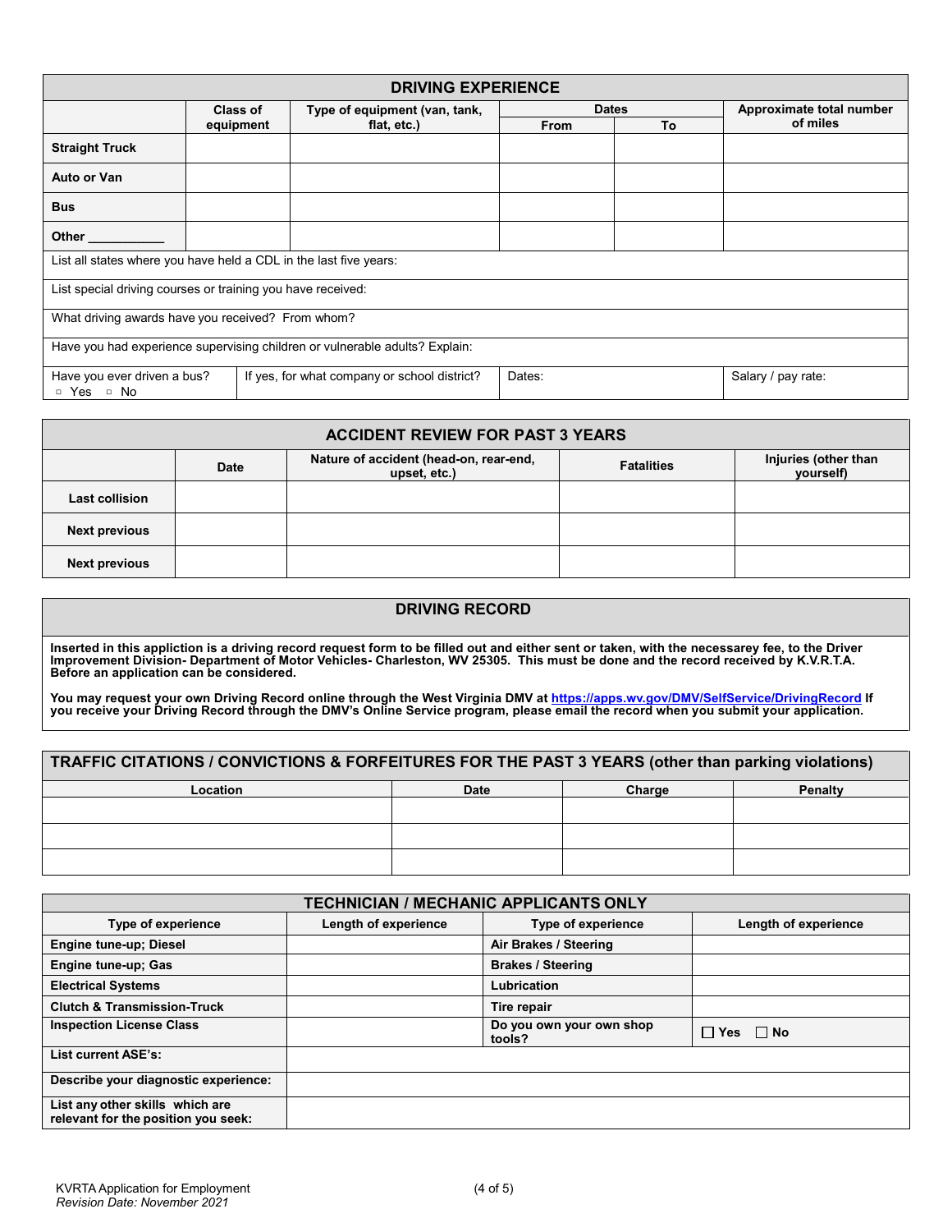## DRIVING EXPERIENCE

| | Class of equipment | Type of equipment (van, tank, flat, etc.) | Dates | | Approximate total number of miles |
|---|---|---|---|---|---|
| | | | From | To | |
| **Straight Truck** | | | | | |
| **Auto or Van** | | | | | |
| **Bus** | | | | | |
| **Other ___________** | | | | | |

List all states where you have held a CDL in the last five years:

List special driving courses or training you have received:

What driving awards have you received? From whom?

Have you had experience supervising children or vulnerable adults? Explain:

| Have you ever driven a bus? ▫ Yes ▫ No | If yes, for what company or school district? | Dates: | Salary / pay rate: |
|---|---|---|---|

## ACCIDENT REVIEW FOR PAST 3 YEARS

| | Date | Nature of accident (head-on, rear-end, upset, etc.) | Fatalities | Injuries (other than yourself) |
|---|---|---|---|---|
| **Last collision** | | | | |
| **Next previous** | | | | |
| **Next previous** | | | | |

## DRIVING RECORD

**Inserted in this appliction is a driving record request form to be filled out and either sent or taken, with the necessarey fee, to the Driver Improvement Division- Department of Motor Vehicles- Charleston, WV 25305. This must be done and the record received by K.V.R.T.A. Before an application can be considered.**

**You may request your own Driving Record online through the West Virginia DMV at https://apps.wv.gov/DMV/SelfService/DrivingRecord If you receive your Driving Record through the DMV's Online Service program, please email the record when you submit your application.**

## TRAFFIC CITATIONS / CONVICTIONS & FORFEITURES FOR THE PAST 3 YEARS (other than parking violations)

| Location | Date | Charge | Penalty |
|---|---|---|---|
| | | | |
| | | | |
| | | | |

## TECHNICIAN / MECHANIC APPLICANTS ONLY

| Type of experience | Length of experience | Type of experience | Length of experience |
|---|---|---|---|
| **Engine tune-up; Diesel** | | **Air Brakes / Steering** | |
| **Engine tune-up; Gas** | | **Brakes / Steering** | |
| **Electrical Systems** | | **Lubrication** | |
| **Clutch & Transmission-Truck** | | **Tire repair** | |
| **Inspection License Class** | | **Do you own your own shop tools?** | ☐ Yes ☐ No |
| **List current ASE's:** | | | |
| **Describe your diagnostic experience:** | | | |
| **List any other skills which are relevant for the position you seek:** | | | |

KVRTA Application for Employment
*Revision Date: November 2021*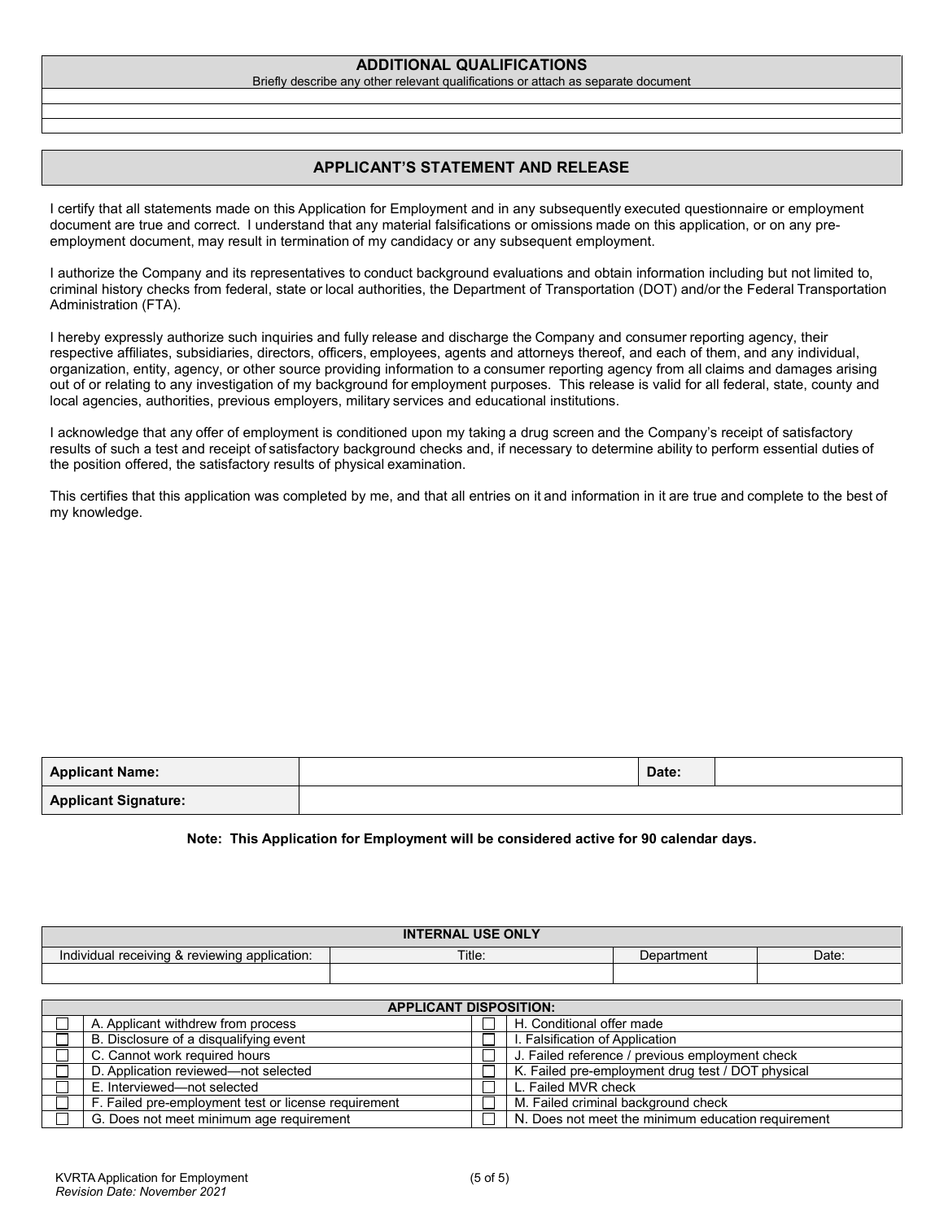## ADDITIONAL QUALIFICATIONS

Briefly describe any other relevant qualifications or attach as separate document

| |
|---|
| |
| |
| |

## APPLICANT'S STATEMENT AND RELEASE

I certify that all statements made on this Application for Employment and in any subsequently executed questionnaire or employment document are true and correct. I understand that any material falsifications or omissions made on this application, or on any pre-employment document, may result in termination of my candidacy or any subsequent employment.

I authorize the Company and its representatives to conduct background evaluations and obtain information including but not limited to, criminal history checks from federal, state or local authorities, the Department of Transportation (DOT) and/or the Federal Transportation Administration (FTA).

I hereby expressly authorize such inquiries and fully release and discharge the Company and consumer reporting agency, their respective affiliates, subsidiaries, directors, officers, employees, agents and attorneys thereof, and each of them, and any individual, organization, entity, agency, or other source providing information to a consumer reporting agency from all claims and damages arising out of or relating to any investigation of my background for employment purposes. This release is valid for all federal, state, county and local agencies, authorities, previous employers, military services and educational institutions.

I acknowledge that any offer of employment is conditioned upon my taking a drug screen and the Company's receipt of satisfactory results of such a test and receipt of satisfactory background checks and, if necessary to determine ability to perform essential duties of the position offered, the satisfactory results of physical examination.

This certifies that this application was completed by me, and that all entries on it and information in it are true and complete to the best of my knowledge.

| | | | |
|---|---|---|---|
| **Applicant Name:** | | **Date:** | |
| **Applicant Signature:** | | | |

**Note: This Application for Employment will be considered active for 90 calendar days.**

| INTERNAL USE ONLY | | | |
|---|---|---|---|
| Individual receiving & reviewing application: | Title: | Department | Date: |
| | | | |

| APPLICANT DISPOSITION: | | | |
|---|---|---|---|
| ☐ | A. Applicant withdrew from process | ☐ | H. Conditional offer made |
| ☐ | B. Disclosure of a disqualifying event | ☐ | I. Falsification of Application |
| ☐ | C. Cannot work required hours | ☐ | J. Failed reference / previous employment check |
| ☐ | D. Application reviewed—not selected | ☐ | K. Failed pre-employment drug test / DOT physical |
| ☐ | E. Interviewed—not selected | ☐ | L. Failed MVR check |
| ☐ | F. Failed pre-employment test or license requirement | ☐ | M. Failed criminal background check |
| ☐ | G. Does not meet minimum age requirement | ☐ | N. Does not meet the minimum education requirement |

KVRTA Application for Employment
*Revision Date: November 2021*